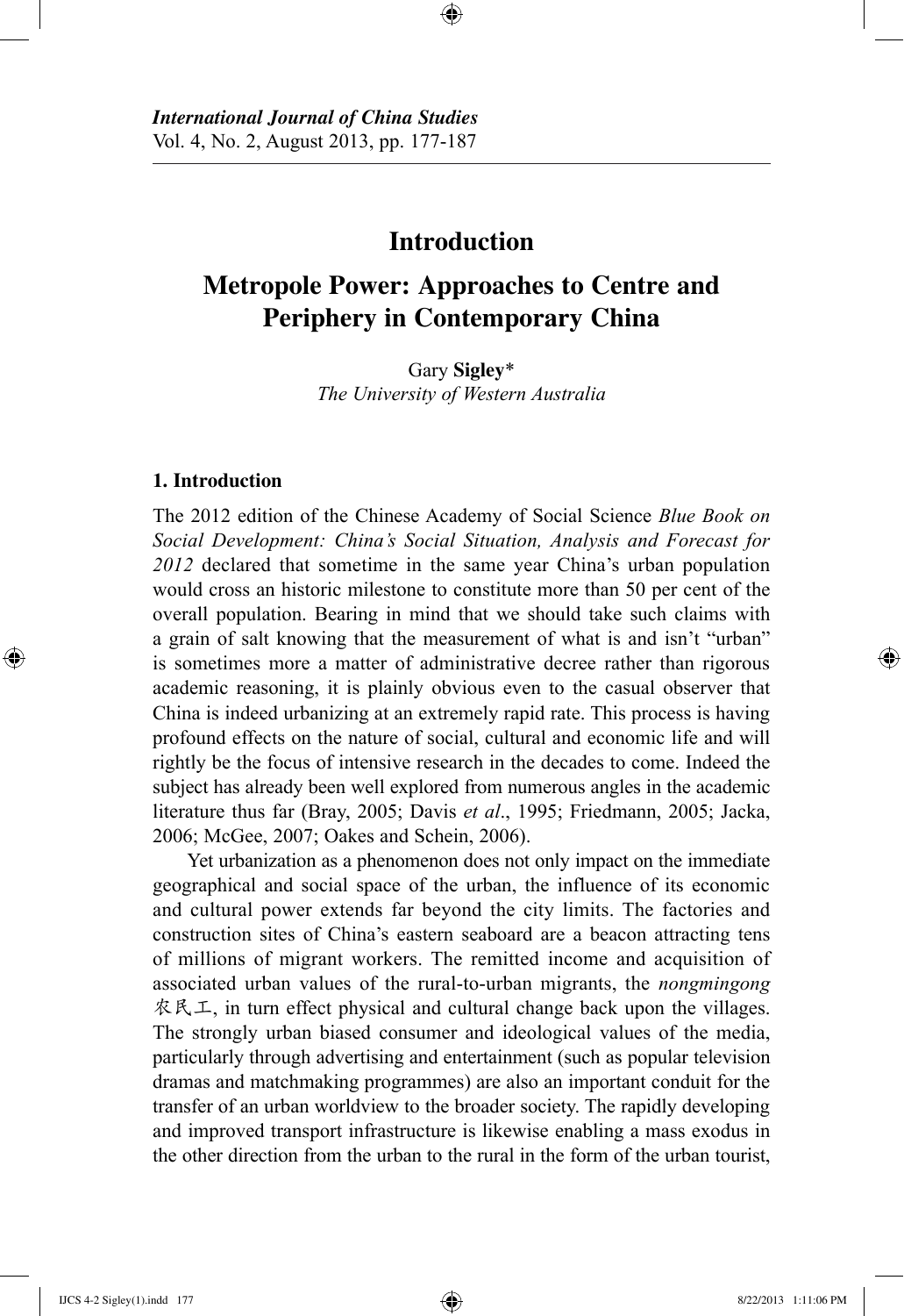*International Journal of China Studies*
Vol. 4, No. 2, August 2013, pp. 177-187

# Introduction

# Metropole Power: Approaches to Centre and Periphery in Contemporary China

Gary **Sigley***
*The University of Western Australia*

## 1. Introduction

The 2012 edition of the Chinese Academy of Social Science *Blue Book on Social Development: China's Social Situation, Analysis and Forecast for 2012* declared that sometime in the same year China's urban population would cross an historic milestone to constitute more than 50 per cent of the overall population. Bearing in mind that we should take such claims with a grain of salt knowing that the measurement of what is and isn't "urban" is sometimes more a matter of administrative decree rather than rigorous academic reasoning, it is plainly obvious even to the casual observer that China is indeed urbanizing at an extremely rapid rate. This process is having profound effects on the nature of social, cultural and economic life and will rightly be the focus of intensive research in the decades to come. Indeed the subject has already been well explored from numerous angles in the academic literature thus far (Bray, 2005; Davis *et al*., 1995; Friedmann, 2005; Jacka, 2006; McGee, 2007; Oakes and Schein, 2006).

Yet urbanization as a phenomenon does not only impact on the immediate geographical and social space of the urban, the influence of its economic and cultural power extends far beyond the city limits. The factories and construction sites of China's eastern seaboard are a beacon attracting tens of millions of migrant workers. The remitted income and acquisition of associated urban values of the rural-to-urban migrants, the *nongmingong* 农民工, in turn effect physical and cultural change back upon the villages. The strongly urban biased consumer and ideological values of the media, particularly through advertising and entertainment (such as popular television dramas and matchmaking programmes) are also an important conduit for the transfer of an urban worldview to the broader society. The rapidly developing and improved transport infrastructure is likewise enabling a mass exodus in the other direction from the urban to the rural in the form of the urban tourist,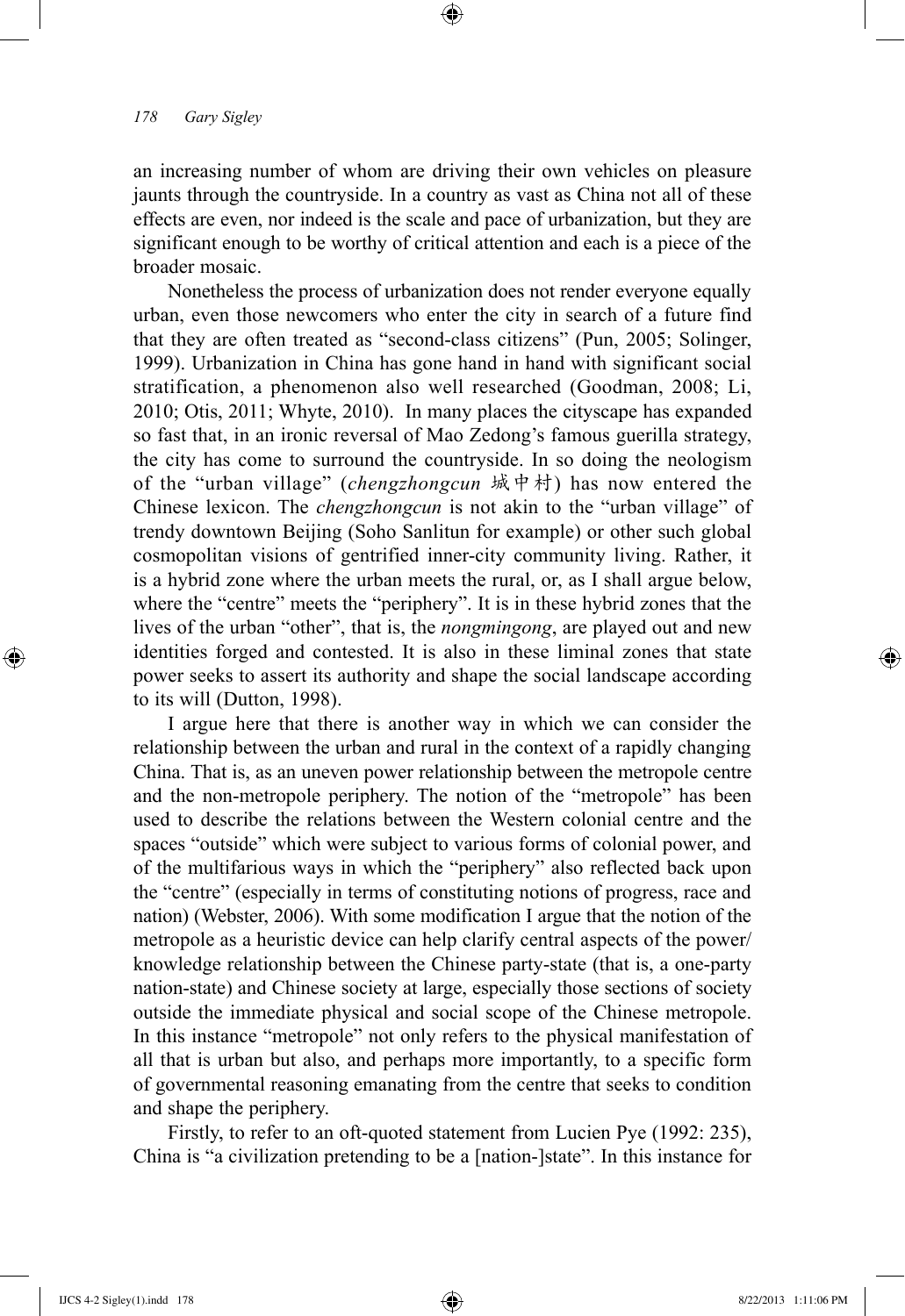an increasing number of whom are driving their own vehicles on pleasure jaunts through the countryside. In a country as vast as China not all of these effects are even, nor indeed is the scale and pace of urbanization, but they are significant enough to be worthy of critical attention and each is a piece of the broader mosaic.

Nonetheless the process of urbanization does not render everyone equally urban, even those newcomers who enter the city in search of a future find that they are often treated as "second-class citizens" (Pun, 2005; Solinger, 1999). Urbanization in China has gone hand in hand with significant social stratification, a phenomenon also well researched (Goodman, 2008; Li, 2010; Otis, 2011; Whyte, 2010). In many places the cityscape has expanded so fast that, in an ironic reversal of Mao Zedong's famous guerilla strategy, the city has come to surround the countryside. In so doing the neologism of the "urban village" (*chengzhongcun* 城中村) has now entered the Chinese lexicon. The *chengzhongcun* is not akin to the "urban village" of trendy downtown Beijing (Soho Sanlitun for example) or other such global cosmopolitan visions of gentrified inner-city community living. Rather, it is a hybrid zone where the urban meets the rural, or, as I shall argue below, where the "centre" meets the "periphery". It is in these hybrid zones that the lives of the urban "other", that is, the *nongmingong*, are played out and new identities forged and contested. It is also in these liminal zones that state power seeks to assert its authority and shape the social landscape according to its will (Dutton, 1998).

I argue here that there is another way in which we can consider the relationship between the urban and rural in the context of a rapidly changing China. That is, as an uneven power relationship between the metropole centre and the non-metropole periphery. The notion of the "metropole" has been used to describe the relations between the Western colonial centre and the spaces "outside" which were subject to various forms of colonial power, and of the multifarious ways in which the "periphery" also reflected back upon the "centre" (especially in terms of constituting notions of progress, race and nation) (Webster, 2006). With some modification I argue that the notion of the metropole as a heuristic device can help clarify central aspects of the power/knowledge relationship between the Chinese party-state (that is, a one-party nation-state) and Chinese society at large, especially those sections of society outside the immediate physical and social scope of the Chinese metropole. In this instance "metropole" not only refers to the physical manifestation of all that is urban but also, and perhaps more importantly, to a specific form of governmental reasoning emanating from the centre that seeks to condition and shape the periphery.

Firstly, to refer to an oft-quoted statement from Lucien Pye (1992: 235), China is "a civilization pretending to be a [nation-]state". In this instance for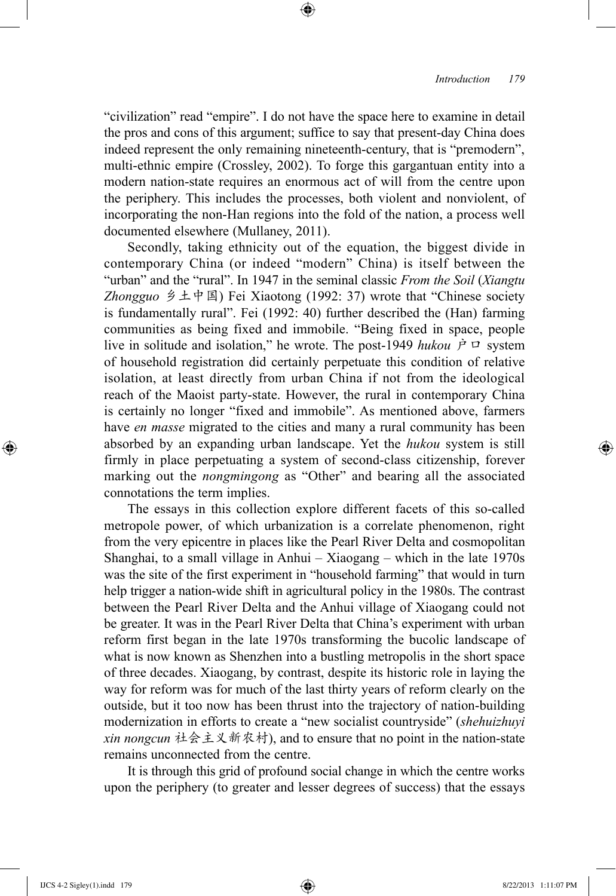"civilization" read "empire". I do not have the space here to examine in detail the pros and cons of this argument; suffice to say that present-day China does indeed represent the only remaining nineteenth-century, that is "premodern", multi-ethnic empire (Crossley, 2002). To forge this gargantuan entity into a modern nation-state requires an enormous act of will from the centre upon the periphery. This includes the processes, both violent and nonviolent, of incorporating the non-Han regions into the fold of the nation, a process well documented elsewhere (Mullaney, 2011).

Secondly, taking ethnicity out of the equation, the biggest divide in contemporary China (or indeed "modern" China) is itself between the "urban" and the "rural". In 1947 in the seminal classic *From the Soil* (*Xiangtu Zhongguo* 乡土中国) Fei Xiaotong (1992: 37) wrote that "Chinese society is fundamentally rural". Fei (1992: 40) further described the (Han) farming communities as being fixed and immobile. "Being fixed in space, people live in solitude and isolation," he wrote. The post-1949 *hukou* 户口 system of household registration did certainly perpetuate this condition of relative isolation, at least directly from urban China if not from the ideological reach of the Maoist party-state. However, the rural in contemporary China is certainly no longer "fixed and immobile". As mentioned above, farmers have *en masse* migrated to the cities and many a rural community has been absorbed by an expanding urban landscape. Yet the *hukou* system is still firmly in place perpetuating a system of second-class citizenship, forever marking out the *nongmingong* as "Other" and bearing all the associated connotations the term implies.

The essays in this collection explore different facets of this so-called metropole power, of which urbanization is a correlate phenomenon, right from the very epicentre in places like the Pearl River Delta and cosmopolitan Shanghai, to a small village in Anhui – Xiaogang – which in the late 1970s was the site of the first experiment in "household farming" that would in turn help trigger a nation-wide shift in agricultural policy in the 1980s. The contrast between the Pearl River Delta and the Anhui village of Xiaogang could not be greater. It was in the Pearl River Delta that China's experiment with urban reform first began in the late 1970s transforming the bucolic landscape of what is now known as Shenzhen into a bustling metropolis in the short space of three decades. Xiaogang, by contrast, despite its historic role in laying the way for reform was for much of the last thirty years of reform clearly on the outside, but it too now has been thrust into the trajectory of nation-building modernization in efforts to create a "new socialist countryside" (*shehuizhuyi xin nongcun* 社会主义新农村), and to ensure that no point in the nation-state remains unconnected from the centre.

It is through this grid of profound social change in which the centre works upon the periphery (to greater and lesser degrees of success) that the essays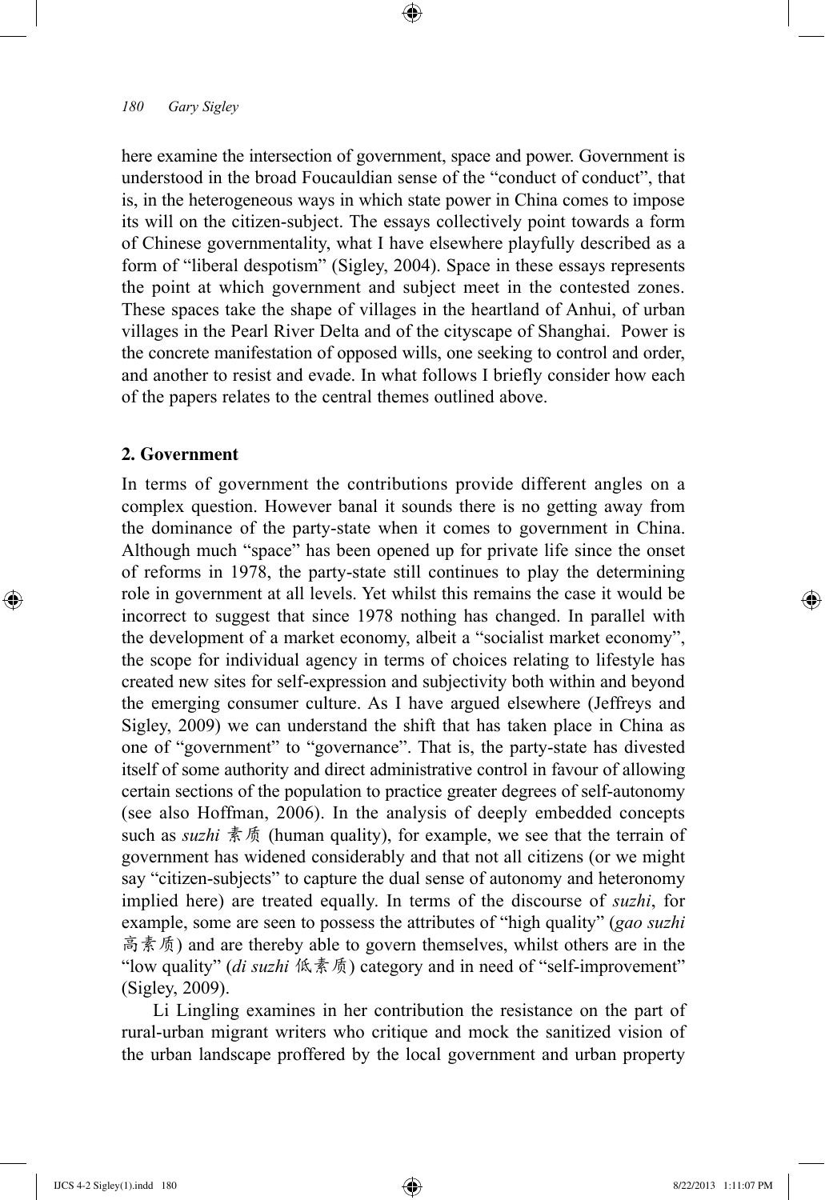here examine the intersection of government, space and power. Government is understood in the broad Foucauldian sense of the "conduct of conduct", that is, in the heterogeneous ways in which state power in China comes to impose its will on the citizen-subject. The essays collectively point towards a form of Chinese governmentality, what I have elsewhere playfully described as a form of "liberal despotism" (Sigley, 2004). Space in these essays represents the point at which government and subject meet in the contested zones. These spaces take the shape of villages in the heartland of Anhui, of urban villages in the Pearl River Delta and of the cityscape of Shanghai. Power is the concrete manifestation of opposed wills, one seeking to control and order, and another to resist and evade. In what follows I briefly consider how each of the papers relates to the central themes outlined above.

## 2. Government

In terms of government the contributions provide different angles on a complex question. However banal it sounds there is no getting away from the dominance of the party-state when it comes to government in China. Although much "space" has been opened up for private life since the onset of reforms in 1978, the party-state still continues to play the determining role in government at all levels. Yet whilst this remains the case it would be incorrect to suggest that since 1978 nothing has changed. In parallel with the development of a market economy, albeit a "socialist market economy", the scope for individual agency in terms of choices relating to lifestyle has created new sites for self-expression and subjectivity both within and beyond the emerging consumer culture. As I have argued elsewhere (Jeffreys and Sigley, 2009) we can understand the shift that has taken place in China as one of "government" to "governance". That is, the party-state has divested itself of some authority and direct administrative control in favour of allowing certain sections of the population to practice greater degrees of self-autonomy (see also Hoffman, 2006). In the analysis of deeply embedded concepts such as *suzhi* 素质 (human quality), for example, we see that the terrain of government has widened considerably and that not all citizens (or we might say "citizen-subjects" to capture the dual sense of autonomy and heteronomy implied here) are treated equally. In terms of the discourse of *suzhi*, for example, some are seen to possess the attributes of "high quality" (*gao suzhi* 高素质) and are thereby able to govern themselves, whilst others are in the "low quality" (*di suzhi* 低素质) category and in need of "self-improvement" (Sigley, 2009).

Li Lingling examines in her contribution the resistance on the part of rural-urban migrant writers who critique and mock the sanitized vision of the urban landscape proffered by the local government and urban property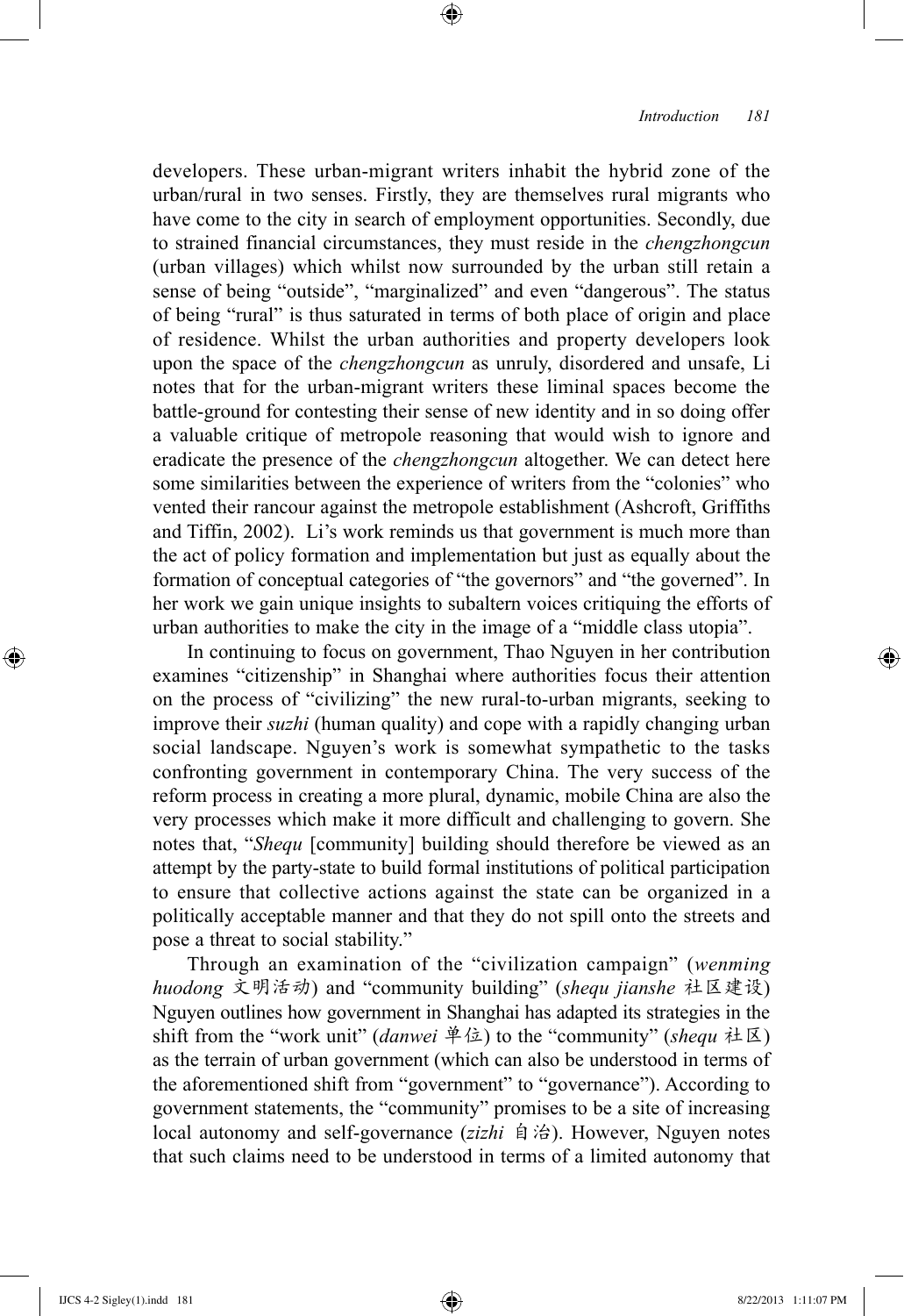developers. These urban-migrant writers inhabit the hybrid zone of the urban/rural in two senses. Firstly, they are themselves rural migrants who have come to the city in search of employment opportunities. Secondly, due to strained financial circumstances, they must reside in the *chengzhongcun* (urban villages) which whilst now surrounded by the urban still retain a sense of being "outside", "marginalized" and even "dangerous". The status of being "rural" is thus saturated in terms of both place of origin and place of residence. Whilst the urban authorities and property developers look upon the space of the *chengzhongcun* as unruly, disordered and unsafe, Li notes that for the urban-migrant writers these liminal spaces become the battle-ground for contesting their sense of new identity and in so doing offer a valuable critique of metropole reasoning that would wish to ignore and eradicate the presence of the *chengzhongcun* altogether. We can detect here some similarities between the experience of writers from the "colonies" who vented their rancour against the metropole establishment (Ashcroft, Griffiths and Tiffin, 2002). Li's work reminds us that government is much more than the act of policy formation and implementation but just as equally about the formation of conceptual categories of "the governors" and "the governed". In her work we gain unique insights to subaltern voices critiquing the efforts of urban authorities to make the city in the image of a "middle class utopia".

In continuing to focus on government, Thao Nguyen in her contribution examines "citizenship" in Shanghai where authorities focus their attention on the process of "civilizing" the new rural-to-urban migrants, seeking to improve their *suzhi* (human quality) and cope with a rapidly changing urban social landscape. Nguyen's work is somewhat sympathetic to the tasks confronting government in contemporary China. The very success of the reform process in creating a more plural, dynamic, mobile China are also the very processes which make it more difficult and challenging to govern. She notes that, "*Shequ* [community] building should therefore be viewed as an attempt by the party-state to build formal institutions of political participation to ensure that collective actions against the state can be organized in a politically acceptable manner and that they do not spill onto the streets and pose a threat to social stability."

Through an examination of the "civilization campaign" (*wenming huodong* 文明活动) and "community building" (*shequ jianshe* 社区建设) Nguyen outlines how government in Shanghai has adapted its strategies in the shift from the "work unit" (*danwei* 单位) to the "community" (*shequ* 社区) as the terrain of urban government (which can also be understood in terms of the aforementioned shift from "government" to "governance"). According to government statements, the "community" promises to be a site of increasing local autonomy and self-governance (*zizhi* 自治). However, Nguyen notes that such claims need to be understood in terms of a limited autonomy that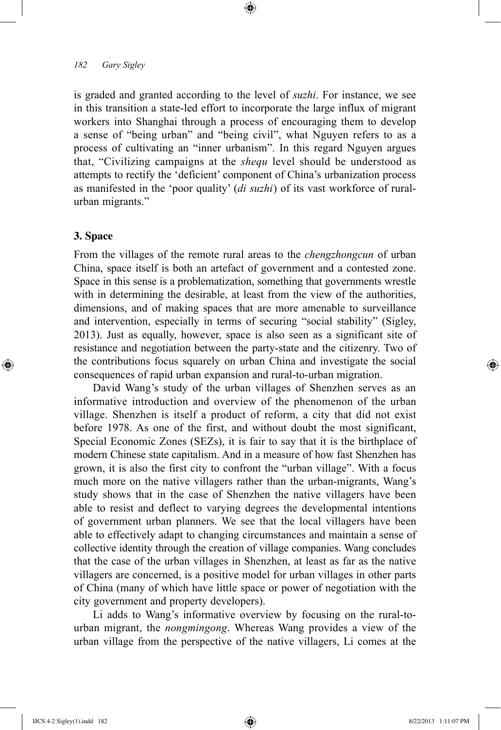is graded and granted according to the level of *suzhi*. For instance, we see in this transition a state-led effort to incorporate the large influx of migrant workers into Shanghai through a process of encouraging them to develop a sense of "being urban" and "being civil", what Nguyen refers to as a process of cultivating an "inner urbanism". In this regard Nguyen argues that, "Civilizing campaigns at the *shequ* level should be understood as attempts to rectify the 'deficient' component of China's urbanization process as manifested in the 'poor quality' (*di suzhi*) of its vast workforce of rural-urban migrants."

## 3. Space

From the villages of the remote rural areas to the *chengzhongcun* of urban China, space itself is both an artefact of government and a contested zone. Space in this sense is a problematization, something that governments wrestle with in determining the desirable, at least from the view of the authorities, dimensions, and of making spaces that are more amenable to surveillance and intervention, especially in terms of securing "social stability" (Sigley, 2013). Just as equally, however, space is also seen as a significant site of resistance and negotiation between the party-state and the citizenry. Two of the contributions focus squarely on urban China and investigate the social consequences of rapid urban expansion and rural-to-urban migration.

David Wang's study of the urban villages of Shenzhen serves as an informative introduction and overview of the phenomenon of the urban village. Shenzhen is itself a product of reform, a city that did not exist before 1978. As one of the first, and without doubt the most significant, Special Economic Zones (SEZs), it is fair to say that it is the birthplace of modern Chinese state capitalism. And in a measure of how fast Shenzhen has grown, it is also the first city to confront the "urban village". With a focus much more on the native villagers rather than the urban-migrants, Wang's study shows that in the case of Shenzhen the native villagers have been able to resist and deflect to varying degrees the developmental intentions of government urban planners. We see that the local villagers have been able to effectively adapt to changing circumstances and maintain a sense of collective identity through the creation of village companies. Wang concludes that the case of the urban villages in Shenzhen, at least as far as the native villagers are concerned, is a positive model for urban villages in other parts of China (many of which have little space or power of negotiation with the city government and property developers).

Li adds to Wang's informative overview by focusing on the rural-to-urban migrant, the *nongmingong*. Whereas Wang provides a view of the urban village from the perspective of the native villagers, Li comes at the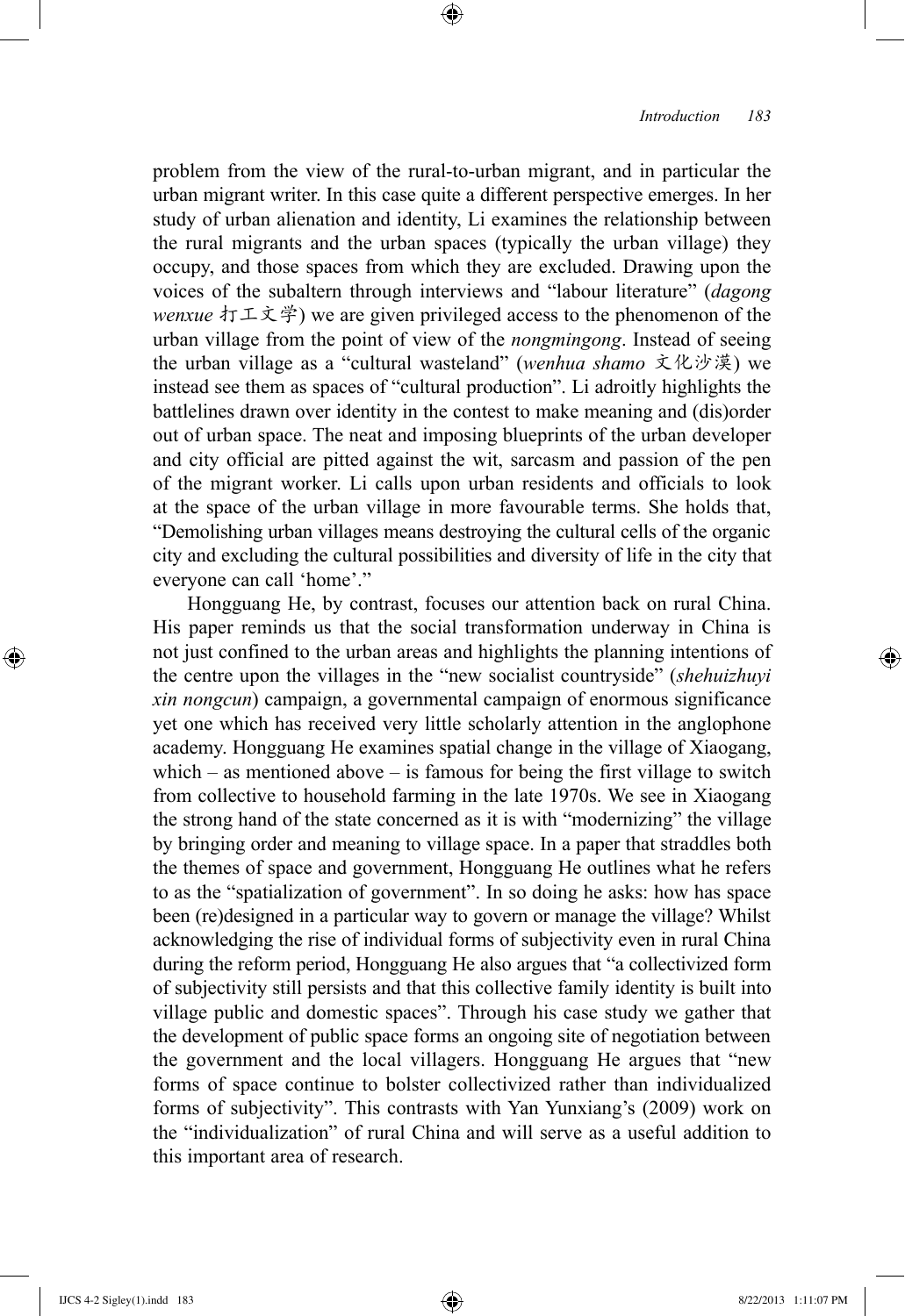problem from the view of the rural-to-urban migrant, and in particular the urban migrant writer. In this case quite a different perspective emerges. In her study of urban alienation and identity, Li examines the relationship between the rural migrants and the urban spaces (typically the urban village) they occupy, and those spaces from which they are excluded. Drawing upon the voices of the subaltern through interviews and "labour literature" (*dagong wenxue* 打工文学) we are given privileged access to the phenomenon of the urban village from the point of view of the *nongmingong*. Instead of seeing the urban village as a "cultural wasteland" (*wenhua shamo* 文化沙漠) we instead see them as spaces of "cultural production". Li adroitly highlights the battlelines drawn over identity in the contest to make meaning and (dis)order out of urban space. The neat and imposing blueprints of the urban developer and city official are pitted against the wit, sarcasm and passion of the pen of the migrant worker. Li calls upon urban residents and officials to look at the space of the urban village in more favourable terms. She holds that, "Demolishing urban villages means destroying the cultural cells of the organic city and excluding the cultural possibilities and diversity of life in the city that everyone can call 'home'."

Hongguang He, by contrast, focuses our attention back on rural China. His paper reminds us that the social transformation underway in China is not just confined to the urban areas and highlights the planning intentions of the centre upon the villages in the "new socialist countryside" (*shehuizhuyi xin nongcun*) campaign, a governmental campaign of enormous significance yet one which has received very little scholarly attention in the anglophone academy. Hongguang He examines spatial change in the village of Xiaogang, which – as mentioned above – is famous for being the first village to switch from collective to household farming in the late 1970s. We see in Xiaogang the strong hand of the state concerned as it is with "modernizing" the village by bringing order and meaning to village space. In a paper that straddles both the themes of space and government, Hongguang He outlines what he refers to as the "spatialization of government". In so doing he asks: how has space been (re)designed in a particular way to govern or manage the village? Whilst acknowledging the rise of individual forms of subjectivity even in rural China during the reform period, Hongguang He also argues that "a collectivized form of subjectivity still persists and that this collective family identity is built into village public and domestic spaces". Through his case study we gather that the development of public space forms an ongoing site of negotiation between the government and the local villagers. Hongguang He argues that "new forms of space continue to bolster collectivized rather than individualized forms of subjectivity". This contrasts with Yan Yunxiang's (2009) work on the "individualization" of rural China and will serve as a useful addition to this important area of research.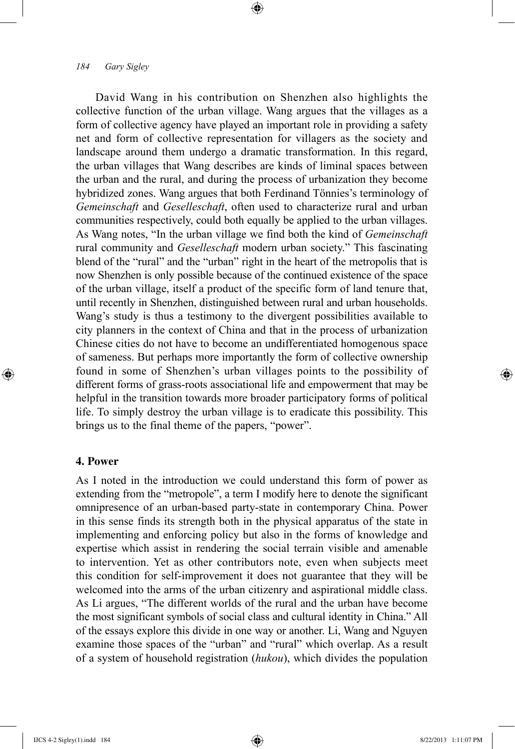David Wang in his contribution on Shenzhen also highlights the collective function of the urban village. Wang argues that the villages as a form of collective agency have played an important role in providing a safety net and form of collective representation for villagers as the society and landscape around them undergo a dramatic transformation. In this regard, the urban villages that Wang describes are kinds of liminal spaces between the urban and the rural, and during the process of urbanization they become hybridized zones. Wang argues that both Ferdinand Tönnies's terminology of *Gemeinschaft* and *Geselleschaft*, often used to characterize rural and urban communities respectively, could both equally be applied to the urban villages. As Wang notes, "In the urban village we find both the kind of *Gemeinschaft* rural community and *Geselleschaft* modern urban society." This fascinating blend of the "rural" and the "urban" right in the heart of the metropolis that is now Shenzhen is only possible because of the continued existence of the space of the urban village, itself a product of the specific form of land tenure that, until recently in Shenzhen, distinguished between rural and urban households. Wang's study is thus a testimony to the divergent possibilities available to city planners in the context of China and that in the process of urbanization Chinese cities do not have to become an undifferentiated homogenous space of sameness. But perhaps more importantly the form of collective ownership found in some of Shenzhen's urban villages points to the possibility of different forms of grass-roots associational life and empowerment that may be helpful in the transition towards more broader participatory forms of political life. To simply destroy the urban village is to eradicate this possibility. This brings us to the final theme of the papers, "power".

## 4. Power

As I noted in the introduction we could understand this form of power as extending from the "metropole", a term I modify here to denote the significant omnipresence of an urban-based party-state in contemporary China. Power in this sense finds its strength both in the physical apparatus of the state in implementing and enforcing policy but also in the forms of knowledge and expertise which assist in rendering the social terrain visible and amenable to intervention. Yet as other contributors note, even when subjects meet this condition for self-improvement it does not guarantee that they will be welcomed into the arms of the urban citizenry and aspirational middle class. As Li argues, "The different worlds of the rural and the urban have become the most significant symbols of social class and cultural identity in China." All of the essays explore this divide in one way or another. Li, Wang and Nguyen examine those spaces of the "urban" and "rural" which overlap. As a result of a system of household registration (*hukou*), which divides the population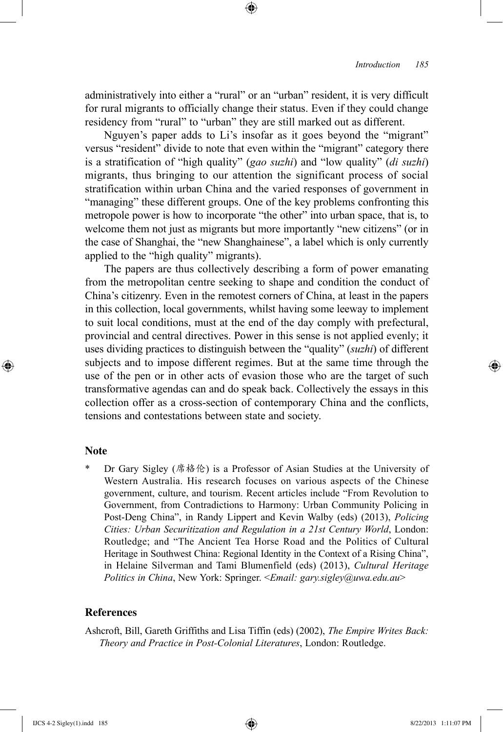administratively into either a "rural" or an "urban" resident, it is very difficult for rural migrants to officially change their status. Even if they could change residency from "rural" to "urban" they are still marked out as different.

Nguyen's paper adds to Li's insofar as it goes beyond the "migrant" versus "resident" divide to note that even within the "migrant" category there is a stratification of "high quality" (*gao suzhi*) and "low quality" (*di suzhi*) migrants, thus bringing to our attention the significant process of social stratification within urban China and the varied responses of government in "managing" these different groups. One of the key problems confronting this metropole power is how to incorporate "the other" into urban space, that is, to welcome them not just as migrants but more importantly "new citizens" (or in the case of Shanghai, the "new Shanghainese", a label which is only currently applied to the "high quality" migrants).

The papers are thus collectively describing a form of power emanating from the metropolitan centre seeking to shape and condition the conduct of China's citizenry. Even in the remotest corners of China, at least in the papers in this collection, local governments, whilst having some leeway to implement to suit local conditions, must at the end of the day comply with prefectural, provincial and central directives. Power in this sense is not applied evenly; it uses dividing practices to distinguish between the "quality" (*suzhi*) of different subjects and to impose different regimes. But at the same time through the use of the pen or in other acts of evasion those who are the target of such transformative agendas can and do speak back. Collectively the essays in this collection offer as a cross-section of contemporary China and the conflicts, tensions and contestations between state and society.

## Note

\* Dr Gary Sigley (席格伦) is a Professor of Asian Studies at the University of Western Australia. His research focuses on various aspects of the Chinese government, culture, and tourism. Recent articles include "From Revolution to Government, from Contradictions to Harmony: Urban Community Policing in Post-Deng China", in Randy Lippert and Kevin Walby (eds) (2013), *Policing Cities: Urban Securitization and Regulation in a 21st Century World*, London: Routledge; and "The Ancient Tea Horse Road and the Politics of Cultural Heritage in Southwest China: Regional Identity in the Context of a Rising China", in Helaine Silverman and Tami Blumenfield (eds) (2013), *Cultural Heritage Politics in China*, New York: Springer. <*Email: gary.sigley@uwa.edu.au*>

## References

Ashcroft, Bill, Gareth Griffiths and Lisa Tiffin (eds) (2002), *The Empire Writes Back: Theory and Practice in Post-Colonial Literatures*, London: Routledge.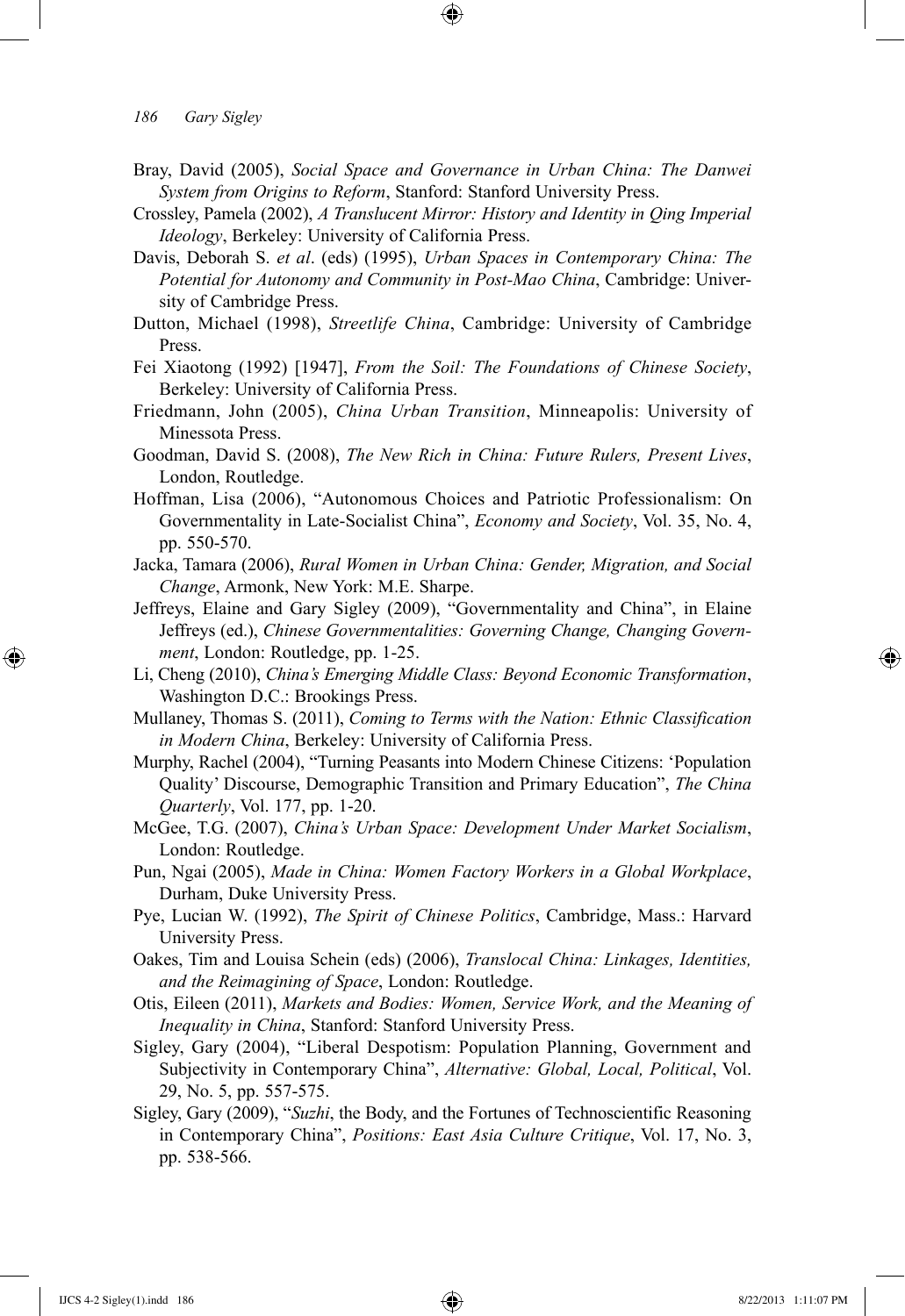Bray, David (2005), *Social Space and Governance in Urban China: The Danwei System from Origins to Reform*, Stanford: Stanford University Press.

Crossley, Pamela (2002), *A Translucent Mirror: History and Identity in Qing Imperial Ideology*, Berkeley: University of California Press.

Davis, Deborah S. *et al*. (eds) (1995), *Urban Spaces in Contemporary China: The Potential for Autonomy and Community in Post-Mao China*, Cambridge: University of Cambridge Press.

Dutton, Michael (1998), *Streetlife China*, Cambridge: University of Cambridge Press.

Fei Xiaotong (1992) [1947], *From the Soil: The Foundations of Chinese Society*, Berkeley: University of California Press.

Friedmann, John (2005), *China Urban Transition*, Minneapolis: University of Minessota Press.

Goodman, David S. (2008), *The New Rich in China: Future Rulers, Present Lives*, London, Routledge.

Hoffman, Lisa (2006), "Autonomous Choices and Patriotic Professionalism: On Governmentality in Late-Socialist China", *Economy and Society*, Vol. 35, No. 4, pp. 550-570.

Jacka, Tamara (2006), *Rural Women in Urban China: Gender, Migration, and Social Change*, Armonk, New York: M.E. Sharpe.

Jeffreys, Elaine and Gary Sigley (2009), "Governmentality and China", in Elaine Jeffreys (ed.), *Chinese Governmentalities: Governing Change, Changing Government*, London: Routledge, pp. 1-25.

Li, Cheng (2010), *China's Emerging Middle Class: Beyond Economic Transformation*, Washington D.C.: Brookings Press.

Mullaney, Thomas S. (2011), *Coming to Terms with the Nation: Ethnic Classification in Modern China*, Berkeley: University of California Press.

Murphy, Rachel (2004), "Turning Peasants into Modern Chinese Citizens: 'Population Quality' Discourse, Demographic Transition and Primary Education", *The China Quarterly*, Vol. 177, pp. 1-20.

McGee, T.G. (2007), *China's Urban Space: Development Under Market Socialism*, London: Routledge.

Pun, Ngai (2005), *Made in China: Women Factory Workers in a Global Workplace*, Durham, Duke University Press.

Pye, Lucian W. (1992), *The Spirit of Chinese Politics*, Cambridge, Mass.: Harvard University Press.

Oakes, Tim and Louisa Schein (eds) (2006), *Translocal China: Linkages, Identities, and the Reimagining of Space*, London: Routledge.

Otis, Eileen (2011), *Markets and Bodies: Women, Service Work, and the Meaning of Inequality in China*, Stanford: Stanford University Press.

Sigley, Gary (2004), "Liberal Despotism: Population Planning, Government and Subjectivity in Contemporary China", *Alternative: Global, Local, Political*, Vol. 29, No. 5, pp. 557-575.

Sigley, Gary (2009), "*Suzhi*, the Body, and the Fortunes of Technoscientific Reasoning in Contemporary China", *Positions: East Asia Culture Critique*, Vol. 17, No. 3, pp. 538-566.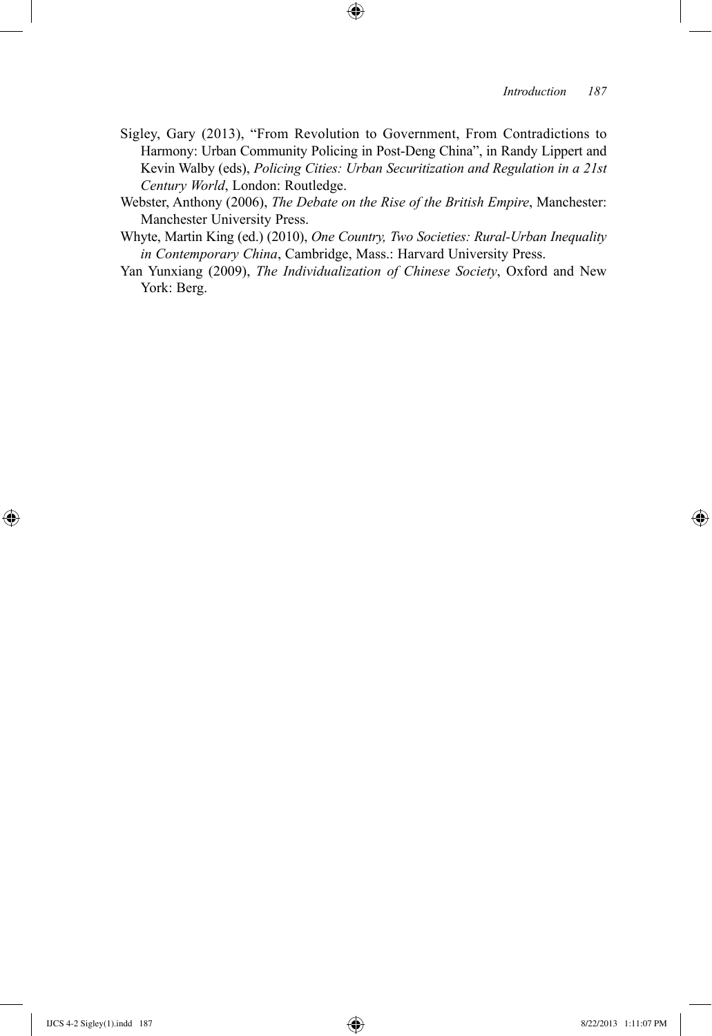Sigley, Gary (2013), "From Revolution to Government, From Contradictions to Harmony: Urban Community Policing in Post-Deng China", in Randy Lippert and Kevin Walby (eds), *Policing Cities: Urban Securitization and Regulation in a 21st Century World*, London: Routledge.

Webster, Anthony (2006), *The Debate on the Rise of the British Empire*, Manchester: Manchester University Press.

Whyte, Martin King (ed.) (2010), *One Country, Two Societies: Rural-Urban Inequality in Contemporary China*, Cambridge, Mass.: Harvard University Press.

Yan Yunxiang (2009), *The Individualization of Chinese Society*, Oxford and New York: Berg.